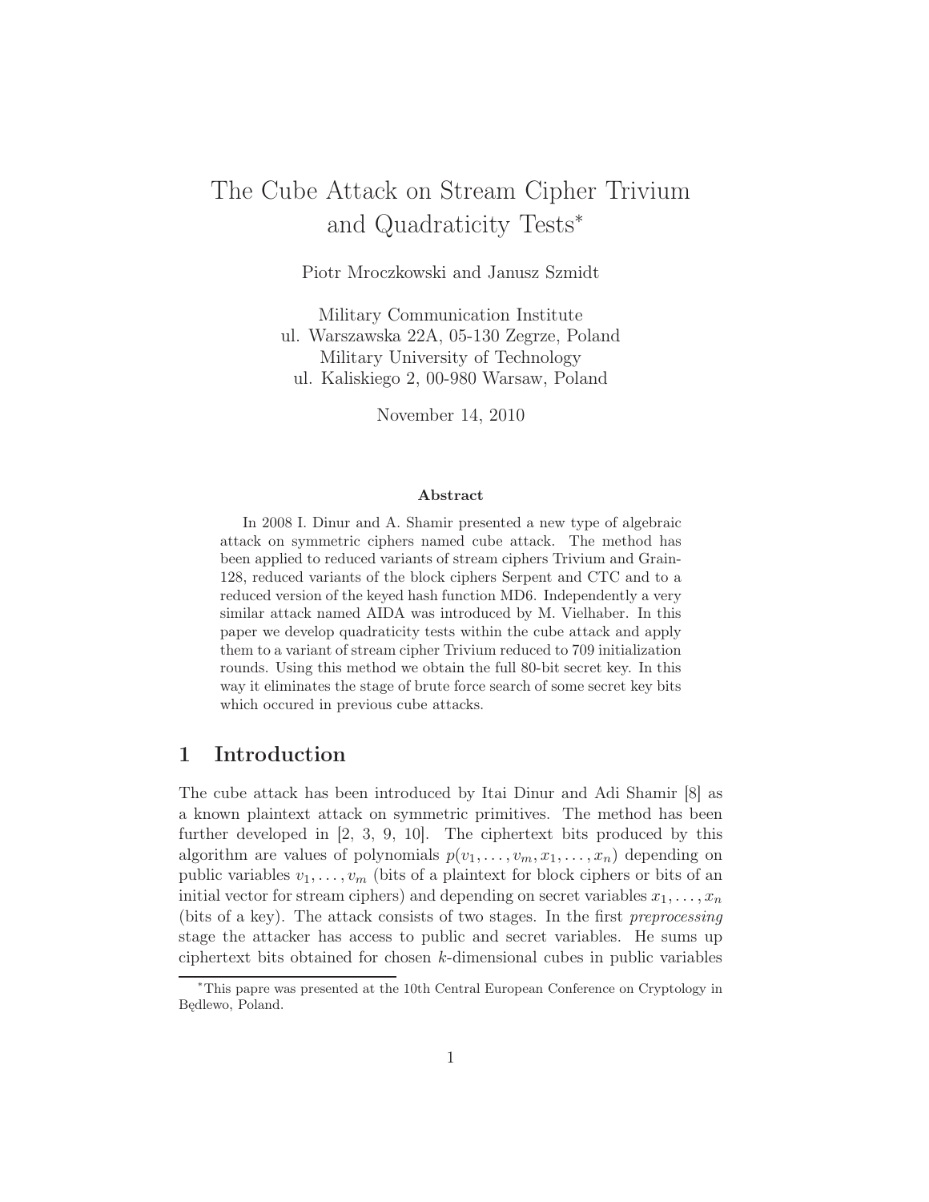# The Cube Attack on Stream Cipher Trivium and Quadraticity Tests*

Piotr Mroczkowski and Janusz Szmidt

Military Communication Institute
ul. Warszawska 22A, 05-130 Zegrze, Poland
Military University of Technology
ul. Kaliskiego 2, 00-980 Warsaw, Poland

November 14, 2010

### Abstract

In 2008 I. Dinur and A. Shamir presented a new type of algebraic attack on symmetric ciphers named cube attack. The method has been applied to reduced variants of stream ciphers Trivium and Grain-128, reduced variants of the block ciphers Serpent and CTC and to a reduced version of the keyed hash function MD6. Independently a very similar attack named AIDA was introduced by M. Vielhaber. In this paper we develop quadraticity tests within the cube attack and apply them to a variant of stream cipher Trivium reduced to 709 initialization rounds. Using this method we obtain the full 80-bit secret key. In this way it eliminates the stage of brute force search of some secret key bits which occured in previous cube attacks.

## 1 Introduction

The cube attack has been introduced by Itai Dinur and Adi Shamir [8] as a known plaintext attack on symmetric primitives. The method has been further developed in [2, 3, 9, 10]. The ciphertext bits produced by this algorithm are values of polynomials $p(v_1, \ldots, v_m, x_1, \ldots, x_n)$ depending on public variables $v_1, \ldots, v_m$ (bits of a plaintext for block ciphers or bits of an initial vector for stream ciphers) and depending on secret variables $x_1, \ldots, x_n$ (bits of a key). The attack consists of two stages. In the first *preprocessing* stage the attacker has access to public and secret variables. He sums up ciphertext bits obtained for chosen $k$-dimensional cubes in public variables

*This papre was presented at the 10th Central European Conference on Cryptology in Będlewo, Poland.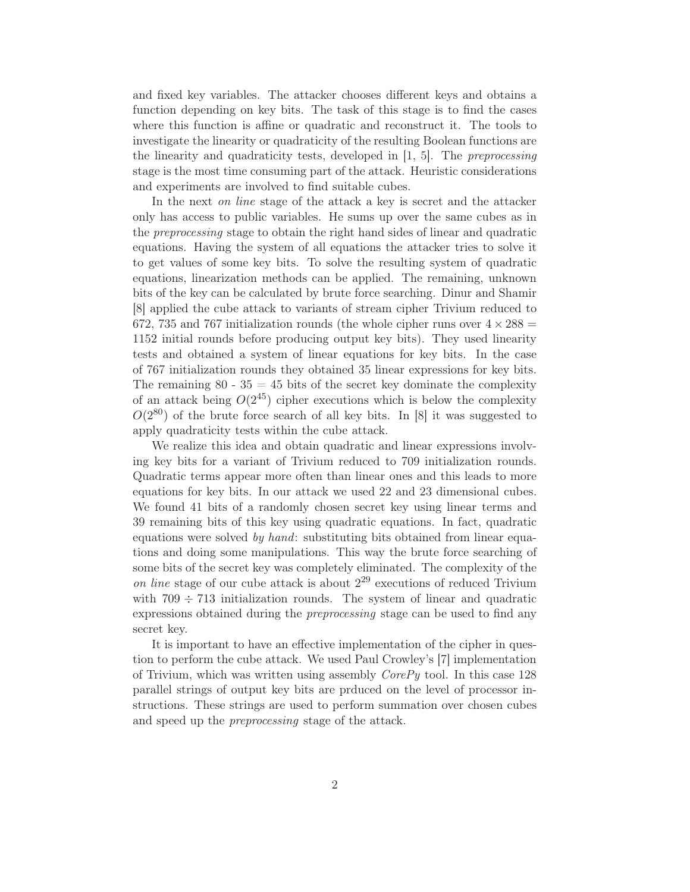and fixed key variables. The attacker chooses different keys and obtains a function depending on key bits. The task of this stage is to find the cases where this function is affine or quadratic and reconstruct it. The tools to investigate the linearity or quadraticity of the resulting Boolean functions are the linearity and quadraticity tests, developed in [1, 5]. The *preprocessing* stage is the most time consuming part of the attack. Heuristic considerations and experiments are involved to find suitable cubes.

In the next *on line* stage of the attack a key is secret and the attacker only has access to public variables. He sums up over the same cubes as in the *preprocessing* stage to obtain the right hand sides of linear and quadratic equations. Having the system of all equations the attacker tries to solve it to get values of some key bits. To solve the resulting system of quadratic equations, linearization methods can be applied. The remaining, unknown bits of the key can be calculated by brute force searching. Dinur and Shamir [8] applied the cube attack to variants of stream cipher Trivium reduced to 672, 735 and 767 initialization rounds (the whole cipher runs over $4 \times 288 = 1152$ initial rounds before producing output key bits). They used linearity tests and obtained a system of linear equations for key bits. In the case of 767 initialization rounds they obtained 35 linear expressions for key bits. The remaining 80 - 35 = 45 bits of the secret key dominate the complexity of an attack being $O(2^{45})$ cipher executions which is below the complexity $O(2^{80})$ of the brute force search of all key bits. In [8] it was suggested to apply quadraticity tests within the cube attack.

We realize this idea and obtain quadratic and linear expressions involving key bits for a variant of Trivium reduced to 709 initialization rounds. Quadratic terms appear more often than linear ones and this leads to more equations for key bits. In our attack we used 22 and 23 dimensional cubes. We found 41 bits of a randomly chosen secret key using linear terms and 39 remaining bits of this key using quadratic equations. In fact, quadratic equations were solved *by hand*: substituting bits obtained from linear equations and doing some manipulations. This way the brute force searching of some bits of the secret key was completely eliminated. The complexity of the *on line* stage of our cube attack is about $2^{29}$ executions of reduced Trivium with $709 \div 713$ initialization rounds. The system of linear and quadratic expressions obtained during the *preprocessing* stage can be used to find any secret key.

It is important to have an effective implementation of the cipher in question to perform the cube attack. We used Paul Crowley's [7] implementation of Trivium, which was written using assembly *CorePy* tool. In this case 128 parallel strings of output key bits are prduced on the level of processor instructions. These strings are used to perform summation over chosen cubes and speed up the *preprocessing* stage of the attack.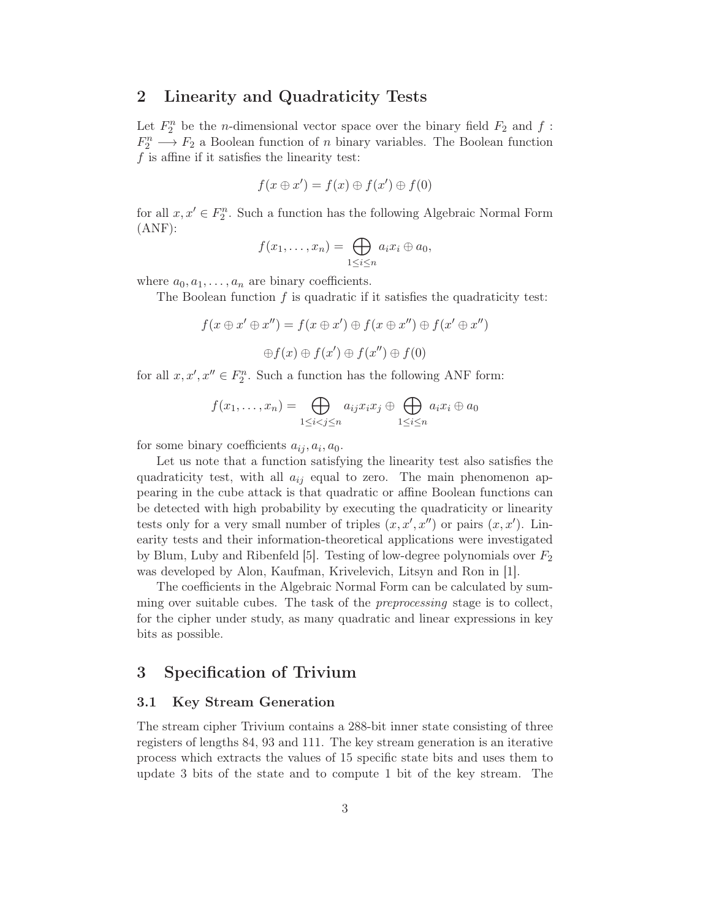## 2 Linearity and Quadraticity Tests

Let $F_2^n$ be the $n$-dimensional vector space over the binary field $F_2$ and $f : F_2^n \longrightarrow F_2$ a Boolean function of $n$ binary variables. The Boolean function $f$ is affine if it satisfies the linearity test:

$$f(x \oplus x') = f(x) \oplus f(x') \oplus f(0)$$

for all $x, x' \in F_2^n$. Such a function has the following Algebraic Normal Form (ANF):

$$f(x_1, \ldots, x_n) = \bigoplus_{1 \leq i \leq n} a_i x_i \oplus a_0,$$

where $a_0, a_1, \ldots, a_n$ are binary coefficients.

The Boolean function $f$ is quadratic if it satisfies the quadraticity test:

$$f(x \oplus x' \oplus x'') = f(x \oplus x') \oplus f(x \oplus x'') \oplus f(x' \oplus x'')$$

$$\oplus f(x) \oplus f(x') \oplus f(x'') \oplus f(0)$$

for all $x, x', x'' \in F_2^n$. Such a function has the following ANF form:

$$f(x_1, \ldots, x_n) = \bigoplus_{1 \leq i < j \leq n} a_{ij} x_i x_j \oplus \bigoplus_{1 \leq i \leq n} a_i x_i \oplus a_0$$

for some binary coefficients $a_{ij}, a_i, a_0$.

Let us note that a function satisfying the linearity test also satisfies the quadraticity test, with all $a_{ij}$ equal to zero. The main phenomenon appearing in the cube attack is that quadratic or affine Boolean functions can be detected with high probability by executing the quadraticity or linearity tests only for a very small number of triples $(x, x', x'')$ or pairs $(x, x')$. Linearity tests and their information-theoretical applications were investigated by Blum, Luby and Ribenfeld [5]. Testing of low-degree polynomials over $F_2$ was developed by Alon, Kaufman, Krivelevich, Litsyn and Ron in [1].

The coefficients in the Algebraic Normal Form can be calculated by summing over suitable cubes. The task of the *preprocessing* stage is to collect, for the cipher under study, as many quadratic and linear expressions in key bits as possible.

## 3 Specification of Trivium

### 3.1 Key Stream Generation

The stream cipher Trivium contains a 288-bit inner state consisting of three registers of lengths 84, 93 and 111. The key stream generation is an iterative process which extracts the values of 15 specific state bits and uses them to update 3 bits of the state and to compute 1 bit of the key stream. The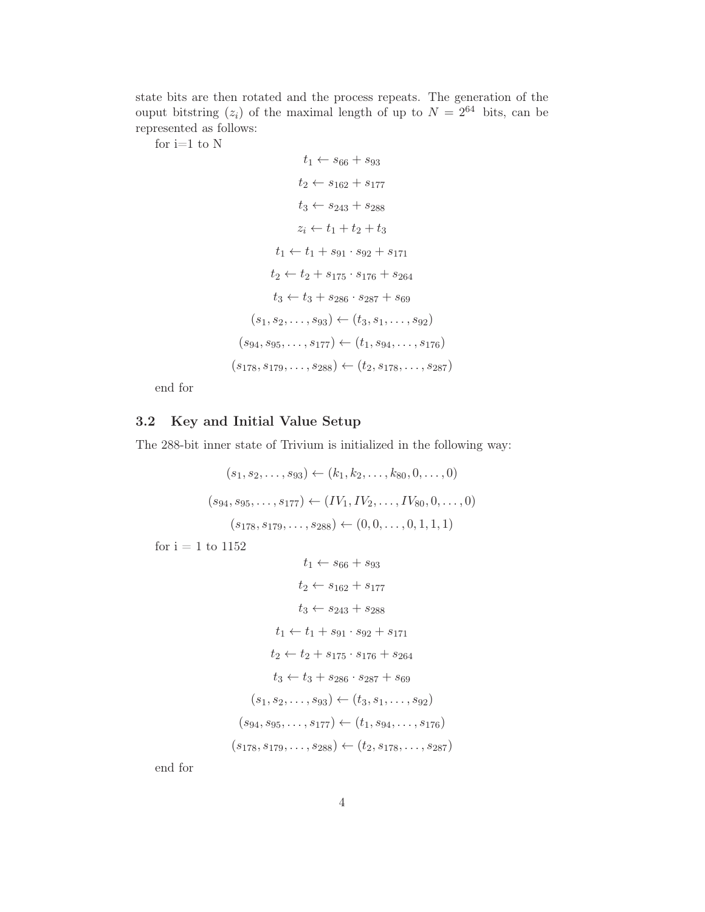state bits are then rotated and the process repeats. The generation of the ouput bitstring $(z_i)$ of the maximal length of up to $N = 2^{64}$ bits, can be represented as follows:

for i=1 to N

$$t_1 \leftarrow s_{66} + s_{93}$$

$$t_2 \leftarrow s_{162} + s_{177}$$

$$t_3 \leftarrow s_{243} + s_{288}$$

$$z_i \leftarrow t_1 + t_2 + t_3$$

$$t_1 \leftarrow t_1 + s_{91} \cdot s_{92} + s_{171}$$

$$t_2 \leftarrow t_2 + s_{175} \cdot s_{176} + s_{264}$$

$$t_3 \leftarrow t_3 + s_{286} \cdot s_{287} + s_{69}$$

$$(s_1, s_2, \ldots, s_{93}) \leftarrow (t_3, s_1, \ldots, s_{92})$$

$$(s_{94}, s_{95}, \ldots, s_{177}) \leftarrow (t_1, s_{94}, \ldots, s_{176})$$

$$(s_{178}, s_{179}, \ldots, s_{288}) \leftarrow (t_2, s_{178}, \ldots, s_{287})$$

end for

### 3.2 Key and Initial Value Setup

The 288-bit inner state of Trivium is initialized in the following way:

$$(s_1, s_2, \ldots, s_{93}) \leftarrow (k_1, k_2, \ldots, k_{80}, 0, \ldots, 0)$$

$$(s_{94}, s_{95}, \ldots, s_{177}) \leftarrow (IV_1, IV_2, \ldots, IV_{80}, 0, \ldots, 0)$$

$$(s_{178}, s_{179}, \ldots, s_{288}) \leftarrow (0, 0, \ldots, 0, 1, 1, 1)$$

for i = 1 to 1152

$$t_1 \leftarrow s_{66} + s_{93}$$

$$t_2 \leftarrow s_{162} + s_{177}$$

$$t_3 \leftarrow s_{243} + s_{288}$$

$$t_1 \leftarrow t_1 + s_{91} \cdot s_{92} + s_{171}$$

$$t_2 \leftarrow t_2 + s_{175} \cdot s_{176} + s_{264}$$

$$t_3 \leftarrow t_3 + s_{286} \cdot s_{287} + s_{69}$$

$$(s_1, s_2, \ldots, s_{93}) \leftarrow (t_3, s_1, \ldots, s_{92})$$

$$(s_{94}, s_{95}, \ldots, s_{177}) \leftarrow (t_1, s_{94}, \ldots, s_{176})$$

$$(s_{178}, s_{179}, \ldots, s_{288}) \leftarrow (t_2, s_{178}, \ldots, s_{287})$$

end for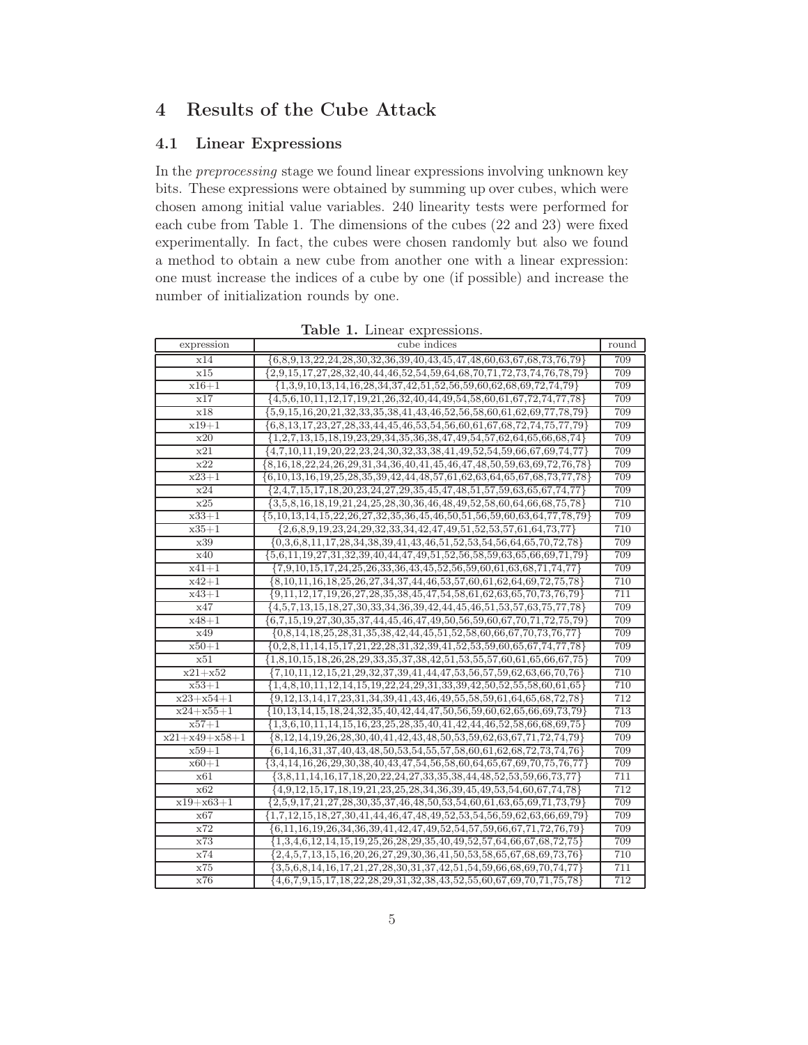## 4 Results of the Cube Attack

### 4.1 Linear Expressions

In the *preprocessing* stage we found linear expressions involving unknown key bits. These expressions were obtained by summing up over cubes, which were chosen among initial value variables. 240 linearity tests were performed for each cube from Table 1. The dimensions of the cubes (22 and 23) were fixed experimentally. In fact, the cubes were chosen randomly but also we found a method to obtain a new cube from another one with a linear expression: one must increase the indices of a cube by one (if possible) and increase the number of initialization rounds by one.

**Table 1.** Linear expressions.

| expression | cube indices | round |
|---|---|---|
| x14 | {6,8,9,13,22,24,28,30,32,36,39,40,43,45,47,48,60,63,67,68,73,76,79} | 709 |
| x15 | {2,9,15,17,27,28,32,40,44,46,52,54,59,64,68,70,71,72,73,74,76,78,79} | 709 |
| x16+1 | {1,3,9,10,13,14,16,28,34,37,42,51,52,56,59,60,62,68,69,72,74,79} | 709 |
| x17 | {4,5,6,10,11,12,17,19,21,26,32,40,44,49,54,58,60,61,67,72,74,77,78} | 709 |
| x18 | {5,9,15,16,20,21,32,33,35,38,41,43,46,52,56,58,60,61,62,69,77,78,79} | 709 |
| x19+1 | {6,8,13,17,23,27,28,33,44,45,46,53,54,56,60,61,67,68,72,74,75,77,79} | 709 |
| x20 | {1,2,7,13,15,18,19,23,29,34,35,36,38,47,49,54,57,62,64,65,66,68,74} | 709 |
| x21 | {4,7,10,11,19,20,22,23,24,30,32,33,38,41,49,52,54,59,66,67,69,74,77} | 709 |
| x22 | {8,16,18,22,24,26,29,31,34,36,40,41,45,46,47,48,50,59,63,69,72,76,78} | 709 |
| x23+1 | {6,10,13,16,19,25,28,35,39,42,44,48,57,61,62,63,64,65,67,68,73,77,78} | 709 |
| x24 | {2,4,7,15,17,18,20,23,24,27,29,35,45,47,48,51,57,59,63,65,67,74,77} | 709 |
| x25 | {3,5,8,16,18,19,21,24,25,28,30,36,46,48,49,52,58,60,64,66,68,75,78} | 710 |
| x33+1 | {5,10,13,14,15,22,26,27,32,35,36,45,46,50,51,56,59,60,63,64,77,78,79} | 709 |
| x35+1 | {2,6,8,9,19,23,24,29,32,33,34,42,47,49,51,52,53,57,61,64,73,77} | 710 |
| x39 | {0,3,6,8,11,17,28,34,38,39,41,43,46,51,52,53,54,56,64,65,70,72,78} | 709 |
| x40 | {5,6,11,19,27,31,32,39,40,44,47,49,51,52,56,58,59,63,65,66,69,71,79} | 709 |
| x41+1 | {7,9,10,15,17,24,25,26,33,36,43,45,52,56,59,60,61,63,68,71,74,77} | 709 |
| x42+1 | {8,10,11,16,18,25,26,27,34,37,44,46,53,57,60,61,62,64,69,72,75,78} | 710 |
| x43+1 | {9,11,12,17,19,26,27,28,35,38,45,47,54,58,61,62,63,65,70,73,76,79} | 711 |
| x47 | {4,5,7,13,15,18,27,30,33,34,36,39,42,44,45,46,51,53,57,63,75,77,78} | 709 |
| x48+1 | {6,7,15,19,27,30,35,37,44,45,46,47,49,50,56,59,60,67,70,71,72,75,79} | 709 |
| x49 | {0,8,14,18,25,28,31,35,38,42,44,45,51,52,58,60,66,67,70,73,76,77} | 709 |
| x50+1 | {0,2,8,11,14,15,17,21,22,28,31,32,39,41,52,53,59,60,65,67,74,77,78} | 709 |
| x51 | {1,8,10,15,18,26,28,29,33,35,37,38,42,51,53,55,57,60,61,65,66,67,75} | 709 |
| x21+x52 | {7,10,11,12,15,21,29,32,37,39,41,44,47,53,56,57,59,62,63,66,70,76} | 710 |
| x53+1 | {1,4,8,10,11,12,14,15,19,22,24,29,31,33,39,42,50,52,55,58,60,61,65} | 710 |
| x23+x54+1 | {9,12,13,14,17,23,31,34,39,41,43,46,49,55,58,59,61,64,65,68,72,78} | 712 |
| x24+x55+1 | {10,13,14,15,18,24,32,35,40,42,44,47,50,56,59,60,62,65,66,69,73,79} | 713 |
| x57+1 | {1,3,6,10,11,14,15,16,23,25,28,35,40,41,42,44,46,52,58,66,68,69,75} | 709 |
| x21+x49+x58+1 | {8,12,14,19,26,28,30,40,41,42,43,48,50,53,59,62,63,67,71,72,74,79} | 709 |
| x59+1 | {6,14,16,31,37,40,43,48,50,53,54,55,57,58,60,61,62,68,72,73,74,76} | 709 |
| x60+1 | {3,4,14,16,26,29,30,38,40,43,47,54,56,58,60,64,65,67,69,70,75,76,77} | 709 |
| x61 | {3,8,11,14,16,17,18,20,22,24,27,33,35,38,44,48,52,53,59,66,73,77} | 711 |
| x62 | {4,9,12,15,17,18,19,21,23,25,28,34,36,39,45,49,53,54,60,67,74,78} | 712 |
| x19+x63+1 | {2,5,9,17,21,27,28,30,35,37,46,48,50,53,54,60,61,63,65,69,71,73,79} | 709 |
| x67 | {1,7,12,15,18,27,30,41,44,46,47,48,49,52,53,54,56,59,62,63,66,69,79} | 709 |
| x72 | {6,11,16,19,26,34,36,39,41,42,47,49,52,54,57,59,66,67,71,72,76,79} | 709 |
| x73 | {1,3,4,6,12,14,15,19,25,26,28,29,35,40,49,52,57,64,66,67,68,72,75} | 709 |
| x74 | {2,4,5,7,13,15,16,20,26,27,29,30,36,41,50,53,58,65,67,68,69,73,76} | 710 |
| x75 | {3,5,6,8,14,16,17,21,27,28,30,31,37,42,51,54,59,66,68,69,70,74,77} | 711 |
| x76 | {4,6,7,9,15,17,18,22,28,29,31,32,38,43,52,55,60,67,69,70,71,75,78} | 712 |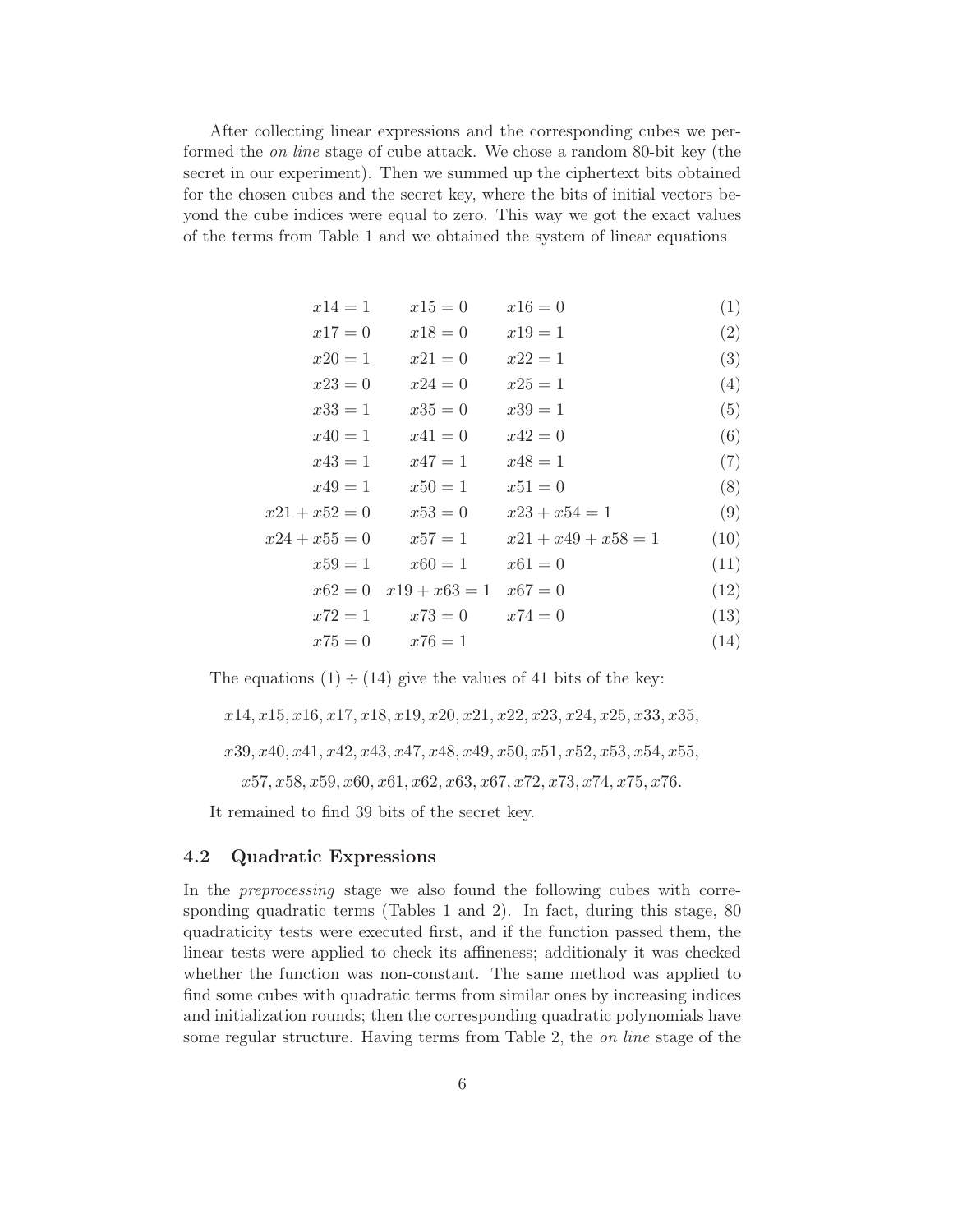After collecting linear expressions and the corresponding cubes we performed the *on line* stage of cube attack. We chose a random 80-bit key (the secret in our experiment). Then we summed up the ciphertext bits obtained for the chosen cubes and the secret key, where the bits of initial vectors beyond the cube indices were equal to zero. This way we got the exact values of the terms from Table 1 and we obtained the system of linear equations

$$
\begin{array}{rlll}
x14 = 1 & x15 = 0 & x16 = 0 & (1) \\
x17 = 0 & x18 = 0 & x19 = 1 & (2) \\
x20 = 1 & x21 = 0 & x22 = 1 & (3) \\
x23 = 0 & x24 = 0 & x25 = 1 & (4) \\
x33 = 1 & x35 = 0 & x39 = 1 & (5) \\
x40 = 1 & x41 = 0 & x42 = 0 & (6) \\
x43 = 1 & x47 = 1 & x48 = 1 & (7) \\
x49 = 1 & x50 = 1 & x51 = 0 & (8) \\
x21 + x52 = 0 & x53 = 0 & x23 + x54 = 1 & (9) \\
x24 + x55 = 0 & x57 = 1 & x21 + x49 + x58 = 1 & (10) \\
x59 = 1 & x60 = 1 & x61 = 0 & (11) \\
x62 = 0 & x19 + x63 = 1 & x67 = 0 & (12) \\
x72 = 1 & x73 = 0 & x74 = 0 & (13) \\
x75 = 0 & x76 = 1 & & (14)
\end{array}
$$

The equations $(1) \div (14)$ give the values of 41 bits of the key:

$$x14, x15, x16, x17, x18, x19, x20, x21, x22, x23, x24, x25, x33, x35,$$

$$x39, x40, x41, x42, x43, x47, x48, x49, x50, x51, x52, x53, x54, x55,$$

$$x57, x58, x59, x60, x61, x62, x63, x67, x72, x73, x74, x75, x76.$$

It remained to find 39 bits of the secret key.

### 4.2 Quadratic Expressions

In the *preprocessing* stage we also found the following cubes with corresponding quadratic terms (Tables 1 and 2). In fact, during this stage, 80 quadraticity tests were executed first, and if the function passed them, the linear tests were applied to check its affineness; additionaly it was checked whether the function was non-constant. The same method was applied to find some cubes with quadratic terms from similar ones by increasing indices and initialization rounds; then the corresponding quadratic polynomials have some regular structure. Having terms from Table 2, the *on line* stage of the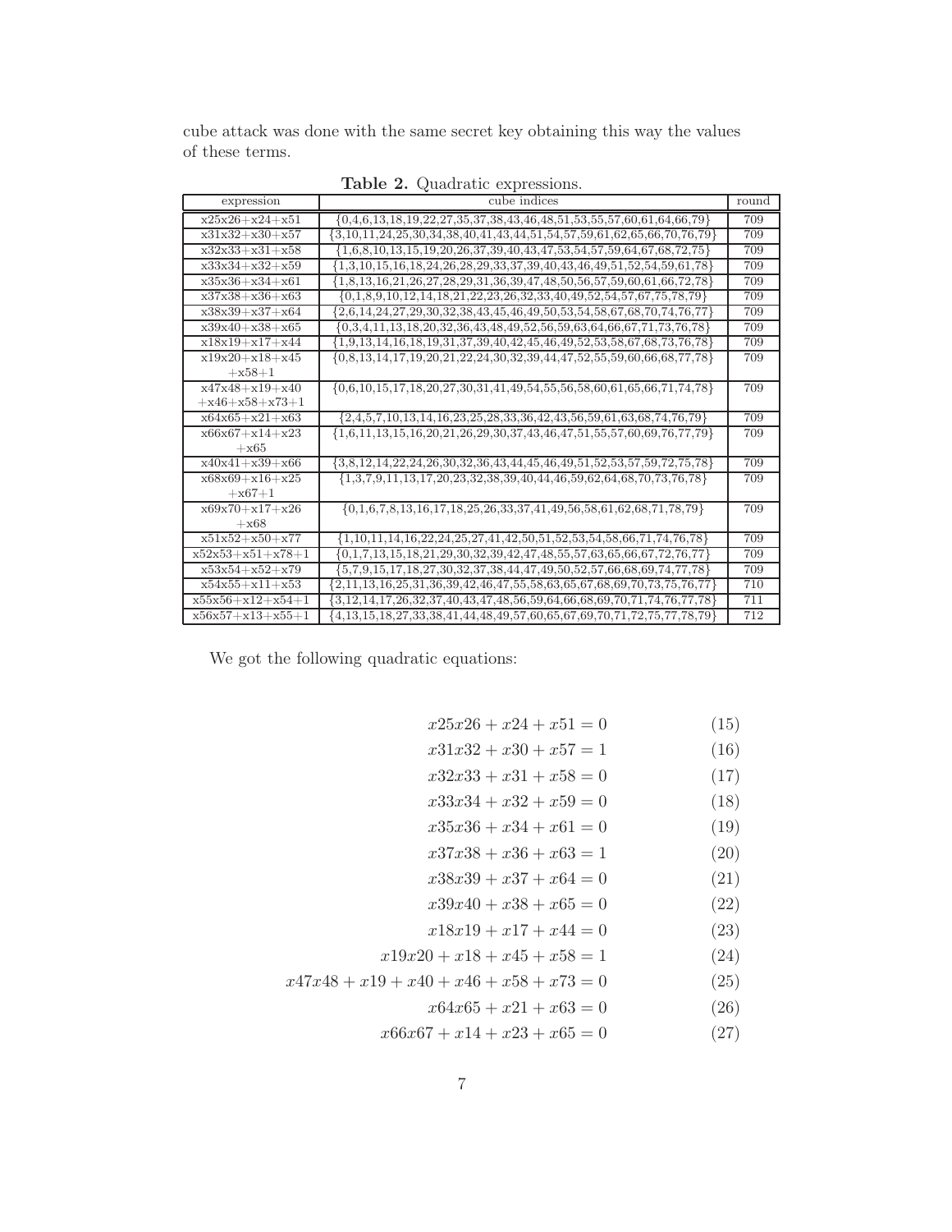cube attack was done with the same secret key obtaining this way the values of these terms.

**Table 2.** Quadratic expressions.

| expression | cube indices | round |
|---|---|---|
| x25x26+x24+x51 | {0,4,6,13,18,19,22,27,35,37,38,43,46,48,51,53,55,57,60,61,64,66,79} | 709 |
| x31x32+x30+x57 | {3,10,11,24,25,30,34,38,40,41,43,44,51,54,57,59,61,62,65,66,70,76,79} | 709 |
| x32x33+x31+x58 | {1,6,8,10,13,15,19,20,26,37,39,40,43,47,53,54,57,59,64,67,68,72,75} | 709 |
| x33x34+x32+x59 | {1,3,10,15,16,18,24,26,28,29,33,37,39,40,43,46,49,51,52,54,59,61,78} | 709 |
| x35x36+x34+x61 | {1,8,13,16,21,26,27,28,29,31,36,39,47,48,50,56,57,59,60,61,66,72,78} | 709 |
| x37x38+x36+x63 | {0,1,8,9,10,12,14,18,21,22,23,26,32,33,40,49,52,54,57,67,75,78,79} | 709 |
| x38x39+x37+x64 | {2,6,14,24,27,29,30,32,38,43,45,46,49,50,53,54,58,67,68,70,74,76,77} | 709 |
| x39x40+x38+x65 | {0,3,4,11,13,18,20,32,36,43,48,49,52,56,59,63,64,66,67,71,73,76,78} | 709 |
| x18x19+x17+x44 | {1,9,13,14,16,18,19,31,37,39,40,42,45,46,49,52,53,58,67,68,73,76,78} | 709 |
| x19x20+x18+x45 +x58+1 | {0,8,13,14,17,19,20,21,22,24,30,32,39,44,47,52,55,59,60,66,68,77,78} | 709 |
| x47x48+x19+x40 +x46+x58+x73+1 | {0,6,10,15,17,18,20,27,30,31,41,49,54,55,56,58,60,61,65,66,71,74,78} | 709 |
| x64x65+x21+x63 | {2,4,5,7,10,13,14,16,23,25,28,33,36,42,43,56,59,61,63,68,74,76,79} | 709 |
| x66x67+x14+x23 +x65 | {1,6,11,13,15,16,20,21,26,29,30,37,43,46,47,51,55,57,60,69,76,77,79} | 709 |
| x40x41+x39+x66 | {3,8,12,14,22,24,26,30,32,36,43,44,45,46,49,51,52,53,57,59,72,75,78} | 709 |
| x68x69+x16+x25 +x67+1 | {1,3,7,9,11,13,17,20,23,32,38,39,40,44,46,59,62,64,68,70,73,76,78} | 709 |
| x69x70+x17+x26 +x68 | {0,1,6,7,8,13,16,17,18,25,26,33,37,41,49,56,58,61,62,68,71,78,79} | 709 |
| x51x52+x50+x77 | {1,10,11,14,16,22,24,25,27,41,42,50,51,52,53,54,58,66,71,74,76,78} | 709 |
| x52x53+x51+x78+1 | {0,1,7,13,15,18,21,29,30,32,39,42,47,48,55,57,63,65,66,67,72,76,77} | 709 |
| x53x54+x52+x79 | {5,7,9,15,17,18,27,30,32,37,38,44,47,49,50,52,57,66,68,69,74,77,78} | 709 |
| x54x55+x11+x53 | {2,11,13,16,25,31,36,39,42,46,47,55,58,63,65,67,68,69,70,73,75,76,77} | 710 |
| x55x56+x12+x54+1 | {3,12,14,17,26,32,37,40,43,47,48,56,59,64,66,68,69,70,71,74,76,77,78} | 711 |
| x56x57+x13+x55+1 | {4,13,15,18,27,33,38,41,44,48,49,57,60,65,67,69,70,71,72,75,77,78,79} | 712 |

We got the following quadratic equations:

$$x25x26 + x24 + x51 = 0 \quad (15)$$

$$x31x32 + x30 + x57 = 1 \quad (16)$$

$$x32x33 + x31 + x58 = 0 \quad (17)$$

$$x33x34 + x32 + x59 = 0 \quad (18)$$

$$x35x36 + x34 + x61 = 0 \quad (19)$$

$$x37x38 + x36 + x63 = 1 \quad (20)$$

$$x38x39 + x37 + x64 = 0 \quad (21)$$

$$x39x40 + x38 + x65 = 0 \quad (22)$$

$$x18x19 + x17 + x44 = 0 \quad (23)$$

$$x19x20 + x18 + x45 + x58 = 1 \quad (24)$$

$$x47x48 + x19 + x40 + x46 + x58 + x73 = 0 \quad (25)$$

$$x64x65 + x21 + x63 = 0 \quad (26)$$

$$x66x67 + x14 + x23 + x65 = 0 \quad (27)$$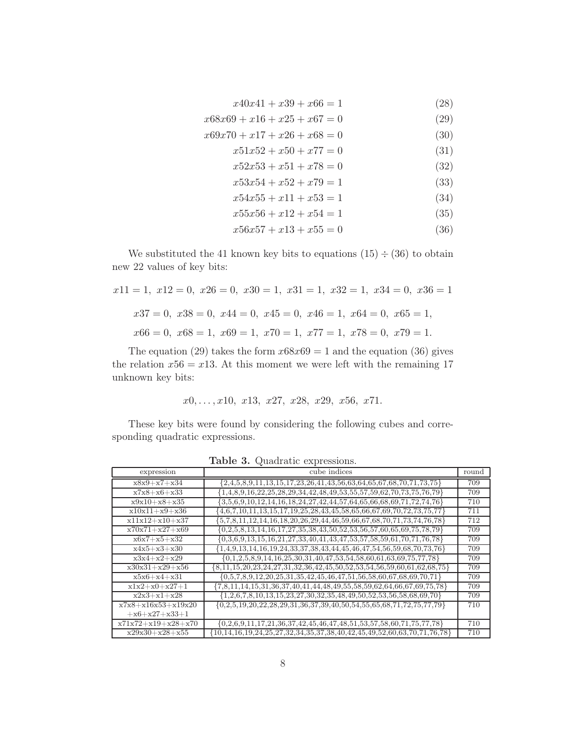$$x40x41 + x39 + x66 = 1 \quad (28)$$

$$x68x69 + x16 + x25 + x67 = 0 \quad (29)$$

$$x69x70 + x17 + x26 + x68 = 0 \quad (30)$$

$$x51x52 + x50 + x77 = 0 \quad (31)$$

$$x52x53 + x51 + x78 = 0 \quad (32)$$

$$x53x54 + x52 + x79 = 1 \quad (33)$$

$$x54x55 + x11 + x53 = 1 \quad (34)$$

$$x55x56 + x12 + x54 = 1 \quad (35)$$

$$x56x57 + x13 + x55 = 0 \quad (36)$$

We substituted the 41 known key bits to equations $(15) \div (36)$ to obtain new 22 values of key bits:

$$x11 = 1,\ x12 = 0,\ x26 = 0,\ x30 = 1,\ x31 = 1,\ x32 = 1,\ x34 = 0,\ x36 = 1$$

$$x37 = 0,\ x38 = 0,\ x44 = 0,\ x45 = 0,\ x46 = 1,\ x64 = 0,\ x65 = 1,$$

$$x66 = 0,\ x68 = 1,\ x69 = 1,\ x70 = 1,\ x77 = 1,\ x78 = 0,\ x79 = 1.$$

The equation (29) takes the form $x68x69 = 1$ and the equation (36) gives the relation $x56 = x13$. At this moment we were left with the remaining 17 unknown key bits:

$$x0, \ldots, x10,\ x13,\ x27,\ x28,\ x29,\ x56,\ x71.$$

These key bits were found by considering the following cubes and corresponding quadratic expressions.

**Table 3.** Quadratic expressions.

| expression | cube indices | round |
|---|---|---|
| x8x9+x7+x34 | {2,4,5,8,9,11,13,15,17,23,26,41,43,56,63,64,65,67,68,70,71,73,75} | 709 |
| x7x8+x6+x33 | {1,4,8,9,16,22,25,28,29,34,42,48,49,53,55,57,59,62,70,73,75,76,79} | 709 |
| x9x10+x8+x35 | {3,5,6,9,10,12,14,16,18,24,27,42,44,57,64,65,66,68,69,71,72,74,76} | 710 |
| x10x11+x9+x36 | {4,6,7,10,11,13,15,17,19,25,28,43,45,58,65,66,67,69,70,72,73,75,77} | 711 |
| x11x12+x10+x37 | {5,7,8,11,12,14,16,18,20,26,29,44,46,59,66,67,68,70,71,73,74,76,78} | 712 |
| x70x71+x27+x69 | {0,2,5,8,13,14,16,17,27,35,38,43,50,52,53,56,57,60,65,69,75,78,79} | 709 |
| x6x7+x5+x32 | {0,3,6,9,13,15,16,21,27,33,40,41,43,47,53,57,58,59,61,70,71,76,78} | 709 |
| x4x5+x3+x30 | {1,4,9,13,14,16,19,24,33,37,38,43,44,45,46,47,54,56,59,68,70,73,76} | 709 |
| x3x4+x2+x29 | {0,1,2,5,8,9,14,16,25,30,31,40,47,53,54,58,60,61,63,69,75,77,78} | 709 |
| x30x31+x29+x56 | {8,11,15,20,23,24,27,31,32,36,42,45,50,52,53,54,56,59,60,61,62,68,75} | 709 |
| x5x6+x4+x31 | {0,5,7,8,9,12,20,25,31,35,42,45,46,47,51,56,58,60,67,68,69,70,71} | 709 |
| x1x2+x0+x27+1 | {7,8,11,14,15,31,36,37,40,41,44,48,49,55,58,59,62,64,66,67,69,75,78} | 709 |
| x2x3+x1+x28 | {1,2,6,7,8,10,13,15,23,27,30,32,35,48,49,50,52,53,56,58,68,69,70} | 709 |
| x7x8+x16x53+x19x20 +x6+x27+x33+1 | {0,2,5,19,20,22,28,29,31,36,37,39,40,50,54,55,65,68,71,72,75,77,79} | 710 |
| x71x72+x19+x28+x70 | {0,2,6,9,11,17,21,36,37,42,45,46,47,48,51,53,57,58,60,71,75,77,78} | 710 |
| x29x30+x28+x55 | {10,14,16,19,24,25,27,32,34,35,37,38,40,42,45,49,52,60,63,70,71,76,78} | 710 |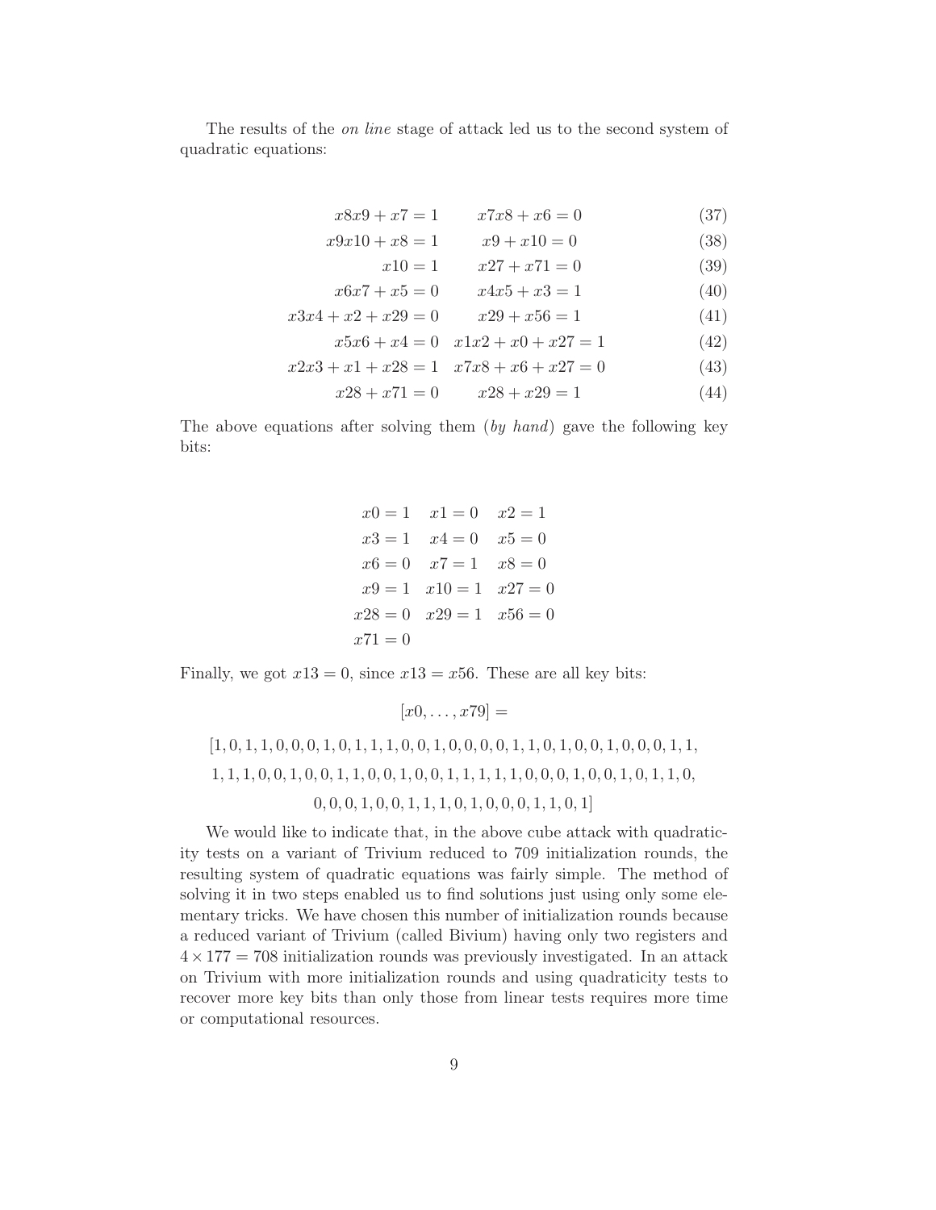The results of the *on line* stage of attack led us to the second system of quadratic equations:

$$
\begin{aligned}
x8x9 + x7 &= 1 & x7x8 + x6 &= 0 \qquad (37)\\
x9x10 + x8 &= 1 & x9 + x10 &= 0 \qquad (38)\\
x10 &= 1 & x27 + x71 &= 0 \qquad (39)\\
x6x7 + x5 &= 0 & x4x5 + x3 &= 1 \qquad (40)\\
x3x4 + x2 + x29 &= 0 & x29 + x56 &= 1 \qquad (41)\\
x5x6 + x4 &= 0 & x1x2 + x0 + x27 &= 1 \qquad (42)\\
x2x3 + x1 + x28 &= 1 & x7x8 + x6 + x27 &= 0 \qquad (43)\\
x28 + x71 &= 0 & x28 + x29 &= 1 \qquad (44)
\end{aligned}
$$

The above equations after solving them (*by hand*) gave the following key bits:

$$
\begin{array}{lll}
x0 = 1 & x1 = 0 & x2 = 1\\
x3 = 1 & x4 = 0 & x5 = 0\\
x6 = 0 & x7 = 1 & x8 = 0\\
x9 = 1 & x10 = 1 & x27 = 0\\
x28 = 0 & x29 = 1 & x56 = 0\\
x71 = 0 & &
\end{array}
$$

Finally, we got $x13 = 0$, since $x13 = x56$. These are all key bits:

$$[x0, \ldots, x79] =$$

$$[1, 0, 1, 1, 0, 0, 0, 1, 0, 1, 1, 1, 0, 0, 1, 0, 0, 0, 0, 1, 1, 0, 1, 0, 0, 1, 0, 0, 0, 1, 1,$$
$$1, 1, 1, 0, 0, 1, 0, 0, 1, 1, 0, 0, 1, 0, 0, 1, 1, 1, 1, 1, 0, 0, 0, 1, 0, 0, 1, 0, 1, 1, 0,$$
$$0, 0, 0, 1, 0, 0, 1, 1, 1, 0, 1, 0, 0, 0, 1, 1, 0, 1]$$

We would like to indicate that, in the above cube attack with quadraticity tests on a variant of Trivium reduced to 709 initialization rounds, the resulting system of quadratic equations was fairly simple. The method of solving it in two steps enabled us to find solutions just using only some elementary tricks. We have chosen this number of initialization rounds because a reduced variant of Trivium (called Bivium) having only two registers and $4 \times 177 = 708$ initialization rounds was previously investigated. In an attack on Trivium with more initialization rounds and using quadraticity tests to recover more key bits than only those from linear tests requires more time or computational resources.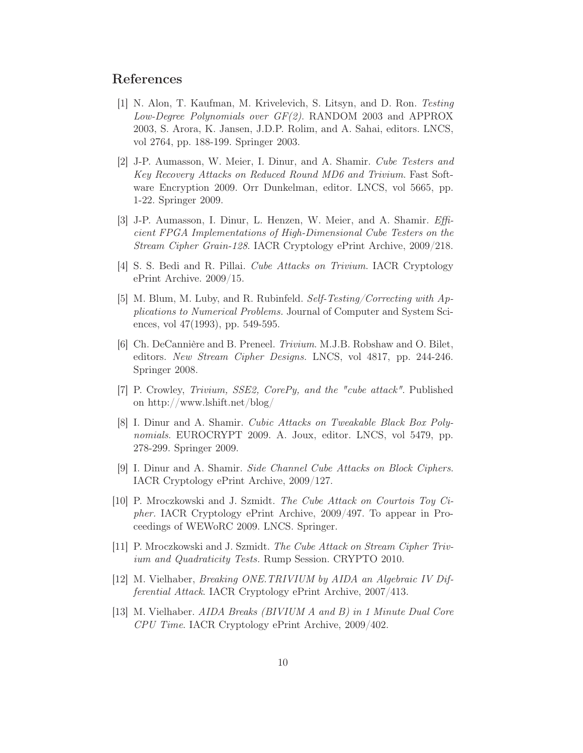## References

[1] N. Alon, T. Kaufman, M. Krivelevich, S. Litsyn, and D. Ron. *Testing Low-Degree Polynomials over GF(2)*. RANDOM 2003 and APPROX 2003, S. Arora, K. Jansen, J.D.P. Rolim, and A. Sahai, editors. LNCS, vol 2764, pp. 188-199. Springer 2003.

[2] J-P. Aumasson, W. Meier, I. Dinur, and A. Shamir. *Cube Testers and Key Recovery Attacks on Reduced Round MD6 and Trivium*. Fast Software Encryption 2009. Orr Dunkelman, editor. LNCS, vol 5665, pp. 1-22. Springer 2009.

[3] J-P. Aumasson, I. Dinur, L. Henzen, W. Meier, and A. Shamir. *Efficient FPGA Implementations of High-Dimensional Cube Testers on the Stream Cipher Grain-128*. IACR Cryptology ePrint Archive, 2009/218.

[4] S. S. Bedi and R. Pillai. *Cube Attacks on Trivium*. IACR Cryptology ePrint Archive. 2009/15.

[5] M. Blum, M. Luby, and R. Rubinfeld. *Self-Testing/Correcting with Applications to Numerical Problems*. Journal of Computer and System Sciences, vol 47(1993), pp. 549-595.

[6] Ch. DeCannière and B. Preneel. *Trivium*. M.J.B. Robshaw and O. Bilet, editors. *New Stream Cipher Designs*. LNCS, vol 4817, pp. 244-246. Springer 2008.

[7] P. Crowley, *Trivium, SSE2, CorePy, and the "cube attack"*. Published on http://www.lshift.net/blog/

[8] I. Dinur and A. Shamir. *Cubic Attacks on Tweakable Black Box Polynomials*. EUROCRYPT 2009. A. Joux, editor. LNCS, vol 5479, pp. 278-299. Springer 2009.

[9] I. Dinur and A. Shamir. *Side Channel Cube Attacks on Block Ciphers*. IACR Cryptology ePrint Archive, 2009/127.

[10] P. Mroczkowski and J. Szmidt. *The Cube Attack on Courtois Toy Cipher*. IACR Cryptology ePrint Archive, 2009/497. To appear in Proceedings of WEWoRC 2009. LNCS. Springer.

[11] P. Mroczkowski and J. Szmidt. *The Cube Attack on Stream Cipher Trivium and Quadraticity Tests*. Rump Session. CRYPTO 2010.

[12] M. Vielhaber, *Breaking ONE.TRIVIUM by AIDA an Algebraic IV Differential Attack*. IACR Cryptology ePrint Archive, 2007/413.

[13] M. Vielhaber. *AIDA Breaks (BIVIUM A and B) in 1 Minute Dual Core CPU Time*. IACR Cryptology ePrint Archive, 2009/402.